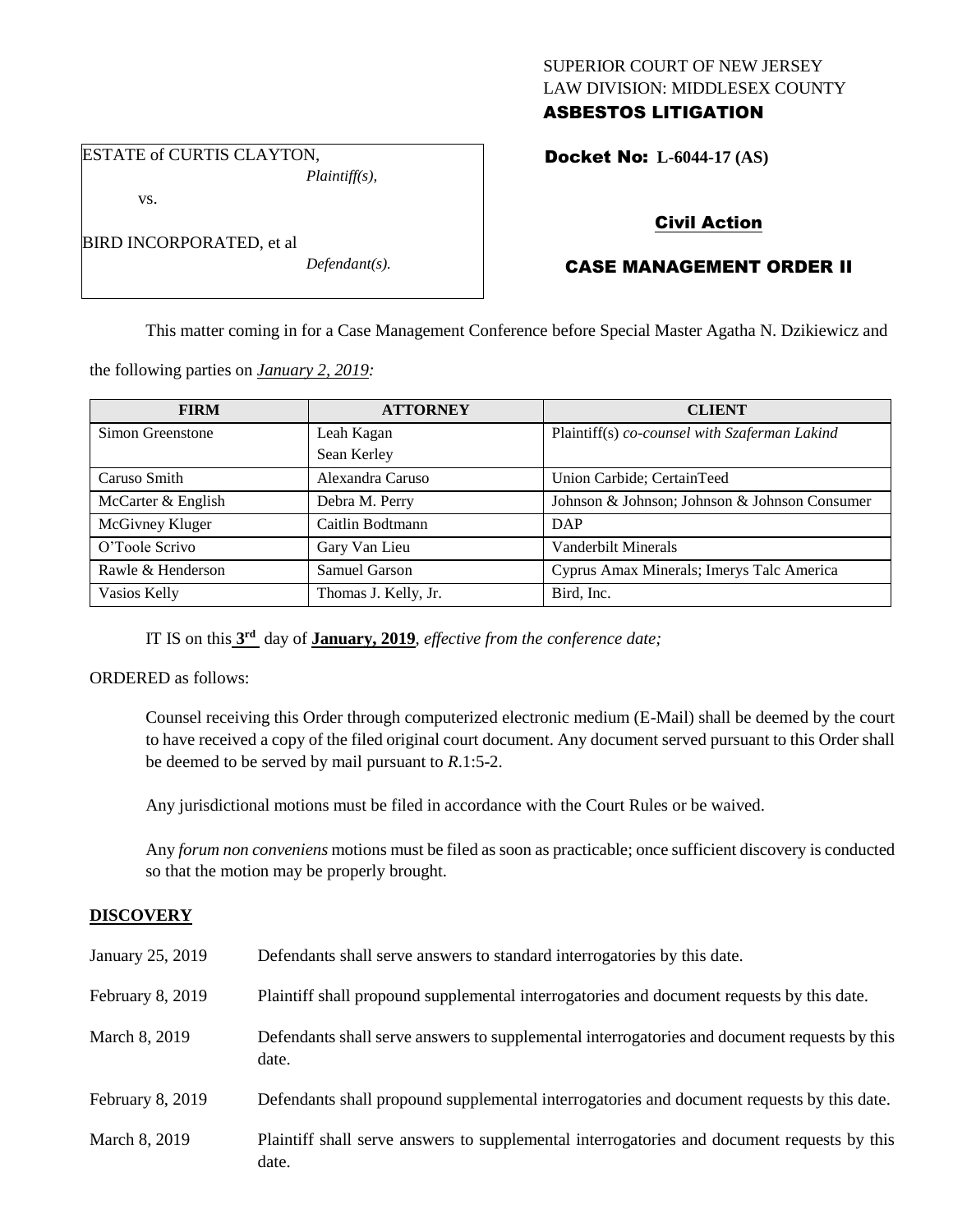SUPERIOR COURT OF NEW JERSEY
LAW DIVISION: MIDDLESEX COUNTY
**ASBESTOS LITIGATION**

ESTATE of CURTIS CLAYTON,
*Plaintiff(s),*

vs.

BIRD INCORPORATED, et al
*Defendant(s).*

**Docket No: L-6044-17 (AS)**

## Civil Action

## CASE MANAGEMENT ORDER II

This matter coming in for a Case Management Conference before Special Master Agatha N. Dzikiewicz and the following parties on ***January 2, 2019:***

| FIRM | ATTORNEY | CLIENT |
|---|---|---|
| Simon Greenstone | Leah Kagan<br>Sean Kerley | Plaintiff(s) *co-counsel with Szaferman Lakind* |
| Caruso Smith | Alexandra Caruso | Union Carbide; CertainTeed |
| McCarter & English | Debra M. Perry | Johnson & Johnson; Johnson & Johnson Consumer |
| McGivney Kluger | Caitlin Bodtmann | DAP |
| O'Toole Scrivo | Gary Van Lieu | Vanderbilt Minerals |
| Rawle & Henderson | Samuel Garson | Cyprus Amax Minerals; Imerys Talc America |
| Vasios Kelly | Thomas J. Kelly, Jr. | Bird, Inc. |

IT IS on this **3rd** day of **January, 2019**, *effective from the conference date;*

ORDERED as follows:

Counsel receiving this Order through computerized electronic medium (E-Mail) shall be deemed by the court to have received a copy of the filed original court document. Any document served pursuant to this Order shall be deemed to be served by mail pursuant to *R*.1:5-2.

Any jurisdictional motions must be filed in accordance with the Court Rules or be waived.

Any *forum non conveniens* motions must be filed as soon as practicable; once sufficient discovery is conducted so that the motion may be properly brought.

**DISCOVERY**

| | |
|---|---|
| January 25, 2019 | Defendants shall serve answers to standard interrogatories by this date. |
| February 8, 2019 | Plaintiff shall propound supplemental interrogatories and document requests by this date. |
| March 8, 2019 | Defendants shall serve answers to supplemental interrogatories and document requests by this date. |
| February 8, 2019 | Defendants shall propound supplemental interrogatories and document requests by this date. |
| March 8, 2019 | Plaintiff shall serve answers to supplemental interrogatories and document requests by this date. |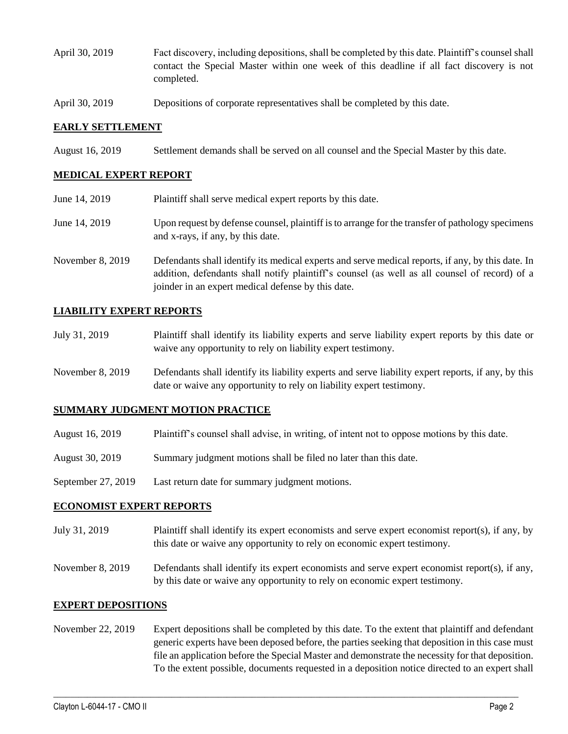| | |
|---|---|
| April 30, 2019 | Fact discovery, including depositions, shall be completed by this date. Plaintiff's counsel shall contact the Special Master within one week of this deadline if all fact discovery is not completed. |
| April 30, 2019 | Depositions of corporate representatives shall be completed by this date. |

## EARLY SETTLEMENT

| | |
|---|---|
| August 16, 2019 | Settlement demands shall be served on all counsel and the Special Master by this date. |

## MEDICAL EXPERT REPORT

| | |
|---|---|
| June 14, 2019 | Plaintiff shall serve medical expert reports by this date. |
| June 14, 2019 | Upon request by defense counsel, plaintiff is to arrange for the transfer of pathology specimens and x-rays, if any, by this date. |
| November 8, 2019 | Defendants shall identify its medical experts and serve medical reports, if any, by this date. In addition, defendants shall notify plaintiff's counsel (as well as all counsel of record) of a joinder in an expert medical defense by this date. |

## LIABILITY EXPERT REPORTS

| | |
|---|---|
| July 31, 2019 | Plaintiff shall identify its liability experts and serve liability expert reports by this date or waive any opportunity to rely on liability expert testimony. |
| November 8, 2019 | Defendants shall identify its liability experts and serve liability expert reports, if any, by this date or waive any opportunity to rely on liability expert testimony. |

## SUMMARY JUDGMENT MOTION PRACTICE

| | |
|---|---|
| August 16, 2019 | Plaintiff's counsel shall advise, in writing, of intent not to oppose motions by this date. |
| August 30, 2019 | Summary judgment motions shall be filed no later than this date. |
| September 27, 2019 | Last return date for summary judgment motions. |

## ECONOMIST EXPERT REPORTS

| | |
|---|---|
| July 31, 2019 | Plaintiff shall identify its expert economists and serve expert economist report(s), if any, by this date or waive any opportunity to rely on economic expert testimony. |
| November 8, 2019 | Defendants shall identify its expert economists and serve expert economist report(s), if any, by this date or waive any opportunity to rely on economic expert testimony. |

## EXPERT DEPOSITIONS

| | |
|---|---|
| November 22, 2019 | Expert depositions shall be completed by this date. To the extent that plaintiff and defendant generic experts have been deposed before, the parties seeking that deposition in this case must file an application before the Special Master and demonstrate the necessity for that deposition. To the extent possible, documents requested in a deposition notice directed to an expert shall |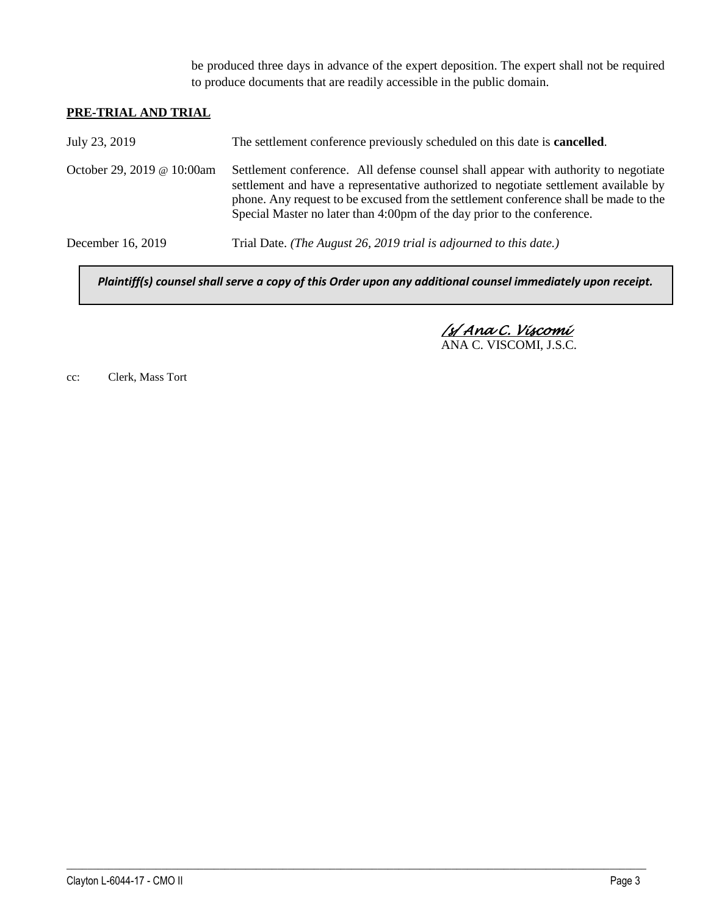be produced three days in advance of the expert deposition. The expert shall not be required to produce documents that are readily accessible in the public domain.

**PRE-TRIAL AND TRIAL**

| | |
|---|---|
| July 23, 2019 | The settlement conference previously scheduled on this date is **cancelled**. |
| October 29, 2019 @ 10:00am | Settlement conference. All defense counsel shall appear with authority to negotiate settlement and have a representative authorized to negotiate settlement available by phone. Any request to be excused from the settlement conference shall be made to the Special Master no later than 4:00pm of the day prior to the conference. |
| December 16, 2019 | Trial Date. *(The August 26, 2019 trial is adjourned to this date.)* |

***Plaintiff(s) counsel shall serve a copy of this Order upon any additional counsel immediately upon receipt.***

*/s/ Ana C. Viscomi*
ANA C. VISCOMI, J.S.C.

cc: Clerk, Mass Tort